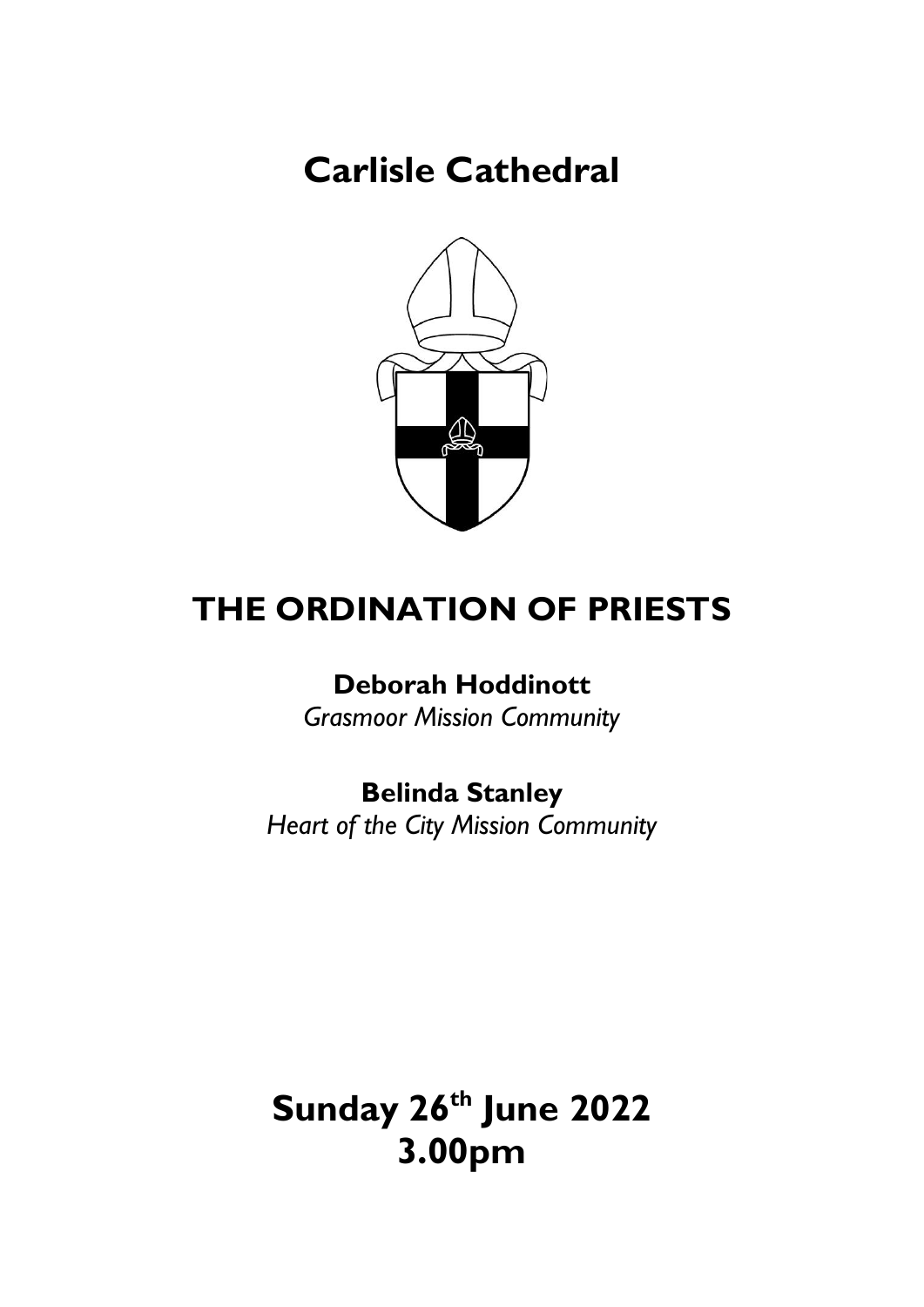# Carlisle Cathedral

## THE ORDINATION OF PRIESTS

**Deborah Hoddinott**
*Grasmoor Mission Community*

**Belinda Stanley**
*Heart of the City Mission Community*

# Sunday 26th June 2022
# 3.00pm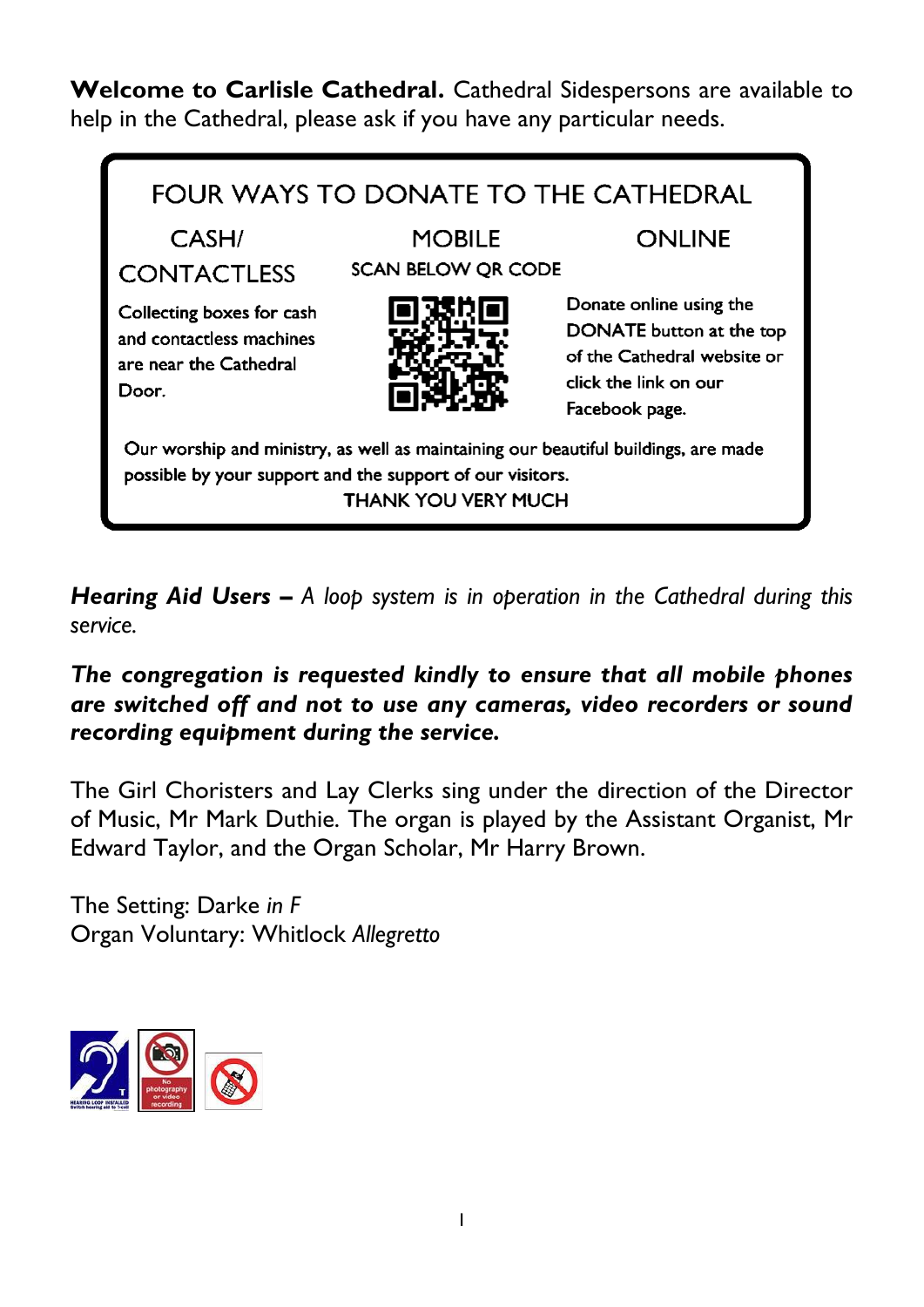**Welcome to Carlisle Cathedral.** Cathedral Sidespersons are available to help in the Cathedral, please ask if you have any particular needs.

## FOUR WAYS TO DONATE TO THE CATHEDRAL

**CASH/ CONTACTLESS**

Collecting boxes for cash and contactless machines are near the Cathedral Door.

**MOBILE**

SCAN BELOW QR CODE

**ONLINE**

Donate online using the DONATE button at the top of the Cathedral website or click the link on our Facebook page.

Our worship and ministry, as well as maintaining our beautiful buildings, are made possible by your support and the support of our visitors.

THANK YOU VERY MUCH

***Hearing Aid Users*** *– A loop system is in operation in the Cathedral during this service.*

***The congregation is requested kindly to ensure that all mobile phones are switched off and not to use any cameras, video recorders or sound recording equipment during the service.***

The Girl Choristers and Lay Clerks sing under the direction of the Director of Music, Mr Mark Duthie. The organ is played by the Assistant Organist, Mr Edward Taylor, and the Organ Scholar, Mr Harry Brown.

The Setting: Darke *in F*
Organ Voluntary: Whitlock *Allegretto*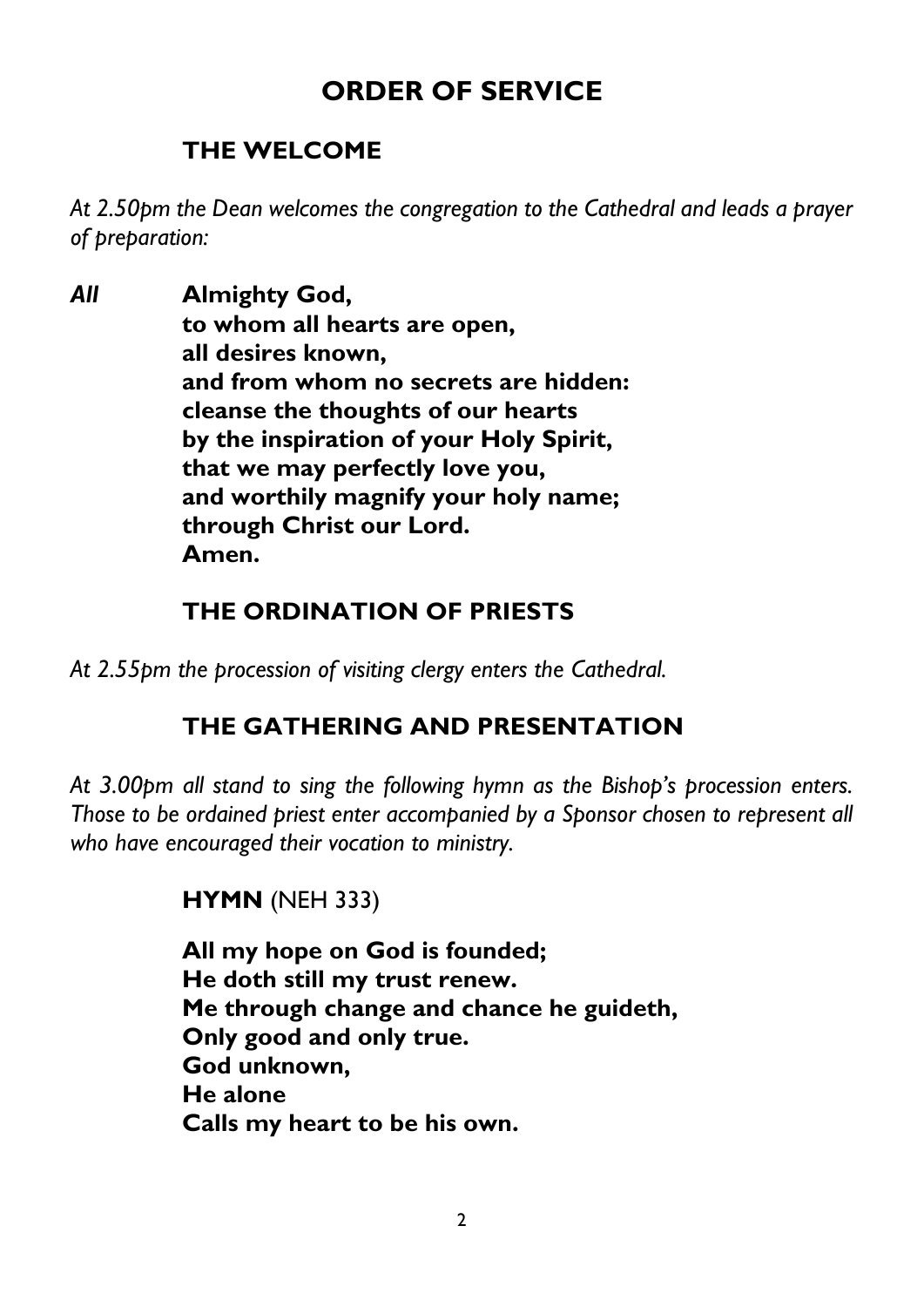# ORDER OF SERVICE

## THE WELCOME

*At 2.50pm the Dean welcomes the congregation to the Cathedral and leads a prayer of preparation:*

***All*** **Almighty God,**
**to whom all hearts are open,**
**all desires known,**
**and from whom no secrets are hidden:**
**cleanse the thoughts of our hearts**
**by the inspiration of your Holy Spirit,**
**that we may perfectly love you,**
**and worthily magnify your holy name;**
**through Christ our Lord.**
**Amen.**

## THE ORDINATION OF PRIESTS

*At 2.55pm the procession of visiting clergy enters the Cathedral.*

## THE GATHERING AND PRESENTATION

*At 3.00pm all stand to sing the following hymn as the Bishop's procession enters. Those to be ordained priest enter accompanied by a Sponsor chosen to represent all who have encouraged their vocation to ministry.*

**HYMN** (NEH 333)

**All my hope on God is founded;**
**He doth still my trust renew.**
**Me through change and chance he guideth,**
**Only good and only true.**
**God unknown,**
**He alone**
**Calls my heart to be his own.**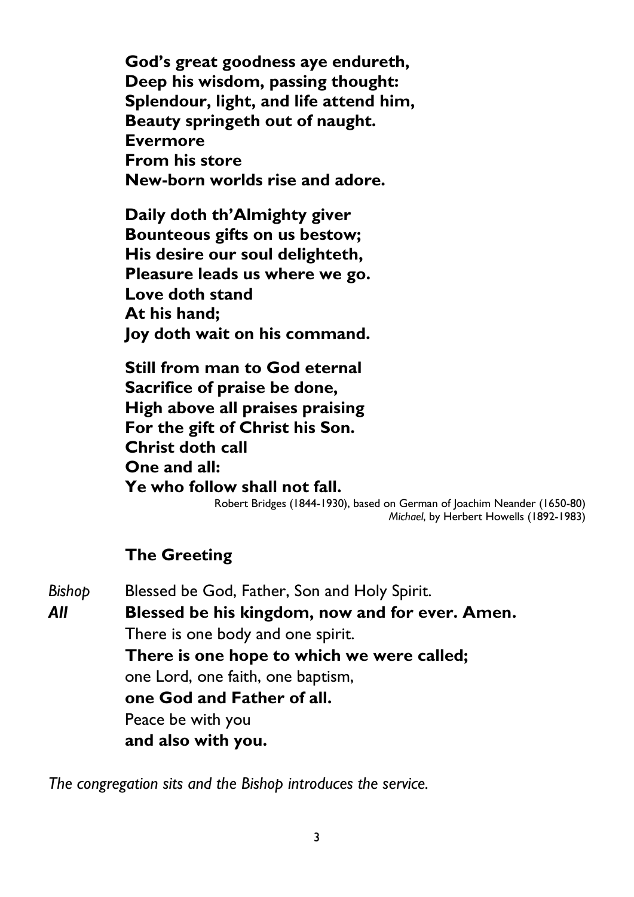**God's great goodness aye endureth,**
**Deep his wisdom, passing thought:**
**Splendour, light, and life attend him,**
**Beauty springeth out of naught.**
**Evermore**
**From his store**
**New-born worlds rise and adore.**

**Daily doth th'Almighty giver**
**Bounteous gifts on us bestow;**
**His desire our soul delighteth,**
**Pleasure leads us where we go.**
**Love doth stand**
**At his hand;**
**Joy doth wait on his command.**

**Still from man to God eternal**
**Sacrifice of praise be done,**
**High above all praises praising**
**For the gift of Christ his Son.**
**Christ doth call**
**One and all:**
**Ye who follow shall not fall.**

Robert Bridges (1844-1930), based on German of Joachim Neander (1650-80)
*Michael*, by Herbert Howells (1892-1983)

## The Greeting

*Bishop* Blessed be God, Father, Son and Holy Spirit.
***All*** **Blessed be his kingdom, now and for ever. Amen.**
There is one body and one spirit.
**There is one hope to which we were called;**
one Lord, one faith, one baptism,
**one God and Father of all.**
Peace be with you
**and also with you.**

*The congregation sits and the Bishop introduces the service.*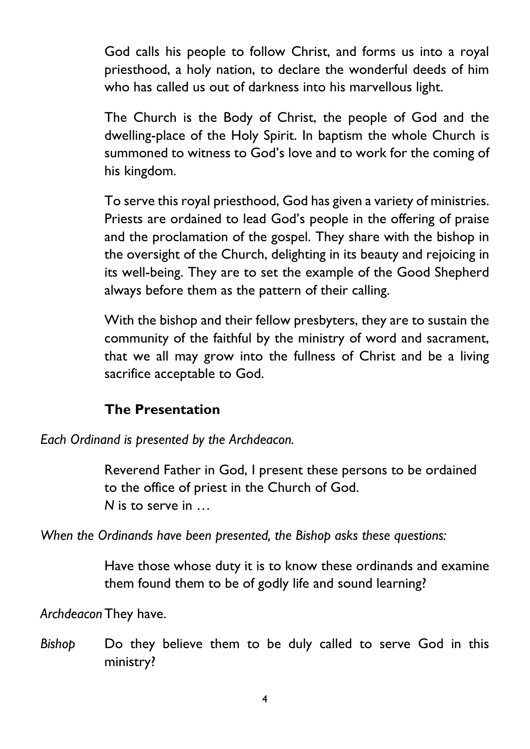God calls his people to follow Christ, and forms us into a royal priesthood, a holy nation, to declare the wonderful deeds of him who has called us out of darkness into his marvellous light.

The Church is the Body of Christ, the people of God and the dwelling-place of the Holy Spirit. In baptism the whole Church is summoned to witness to God's love and to work for the coming of his kingdom.

To serve this royal priesthood, God has given a variety of ministries. Priests are ordained to lead God's people in the offering of praise and the proclamation of the gospel. They share with the bishop in the oversight of the Church, delighting in its beauty and rejoicing in its well-being. They are to set the example of the Good Shepherd always before them as the pattern of their calling.

With the bishop and their fellow presbyters, they are to sustain the community of the faithful by the ministry of word and sacrament, that we all may grow into the fullness of Christ and be a living sacrifice acceptable to God.

### The Presentation

*Each Ordinand is presented by the Archdeacon.*

Reverend Father in God, I present these persons to be ordained to the office of priest in the Church of God.
*N* is to serve in …

*When the Ordinands have been presented, the Bishop asks these questions:*

Have those whose duty it is to know these ordinands and examine them found them to be of godly life and sound learning?

*Archdeacon* They have.

*Bishop* Do they believe them to be duly called to serve God in this ministry?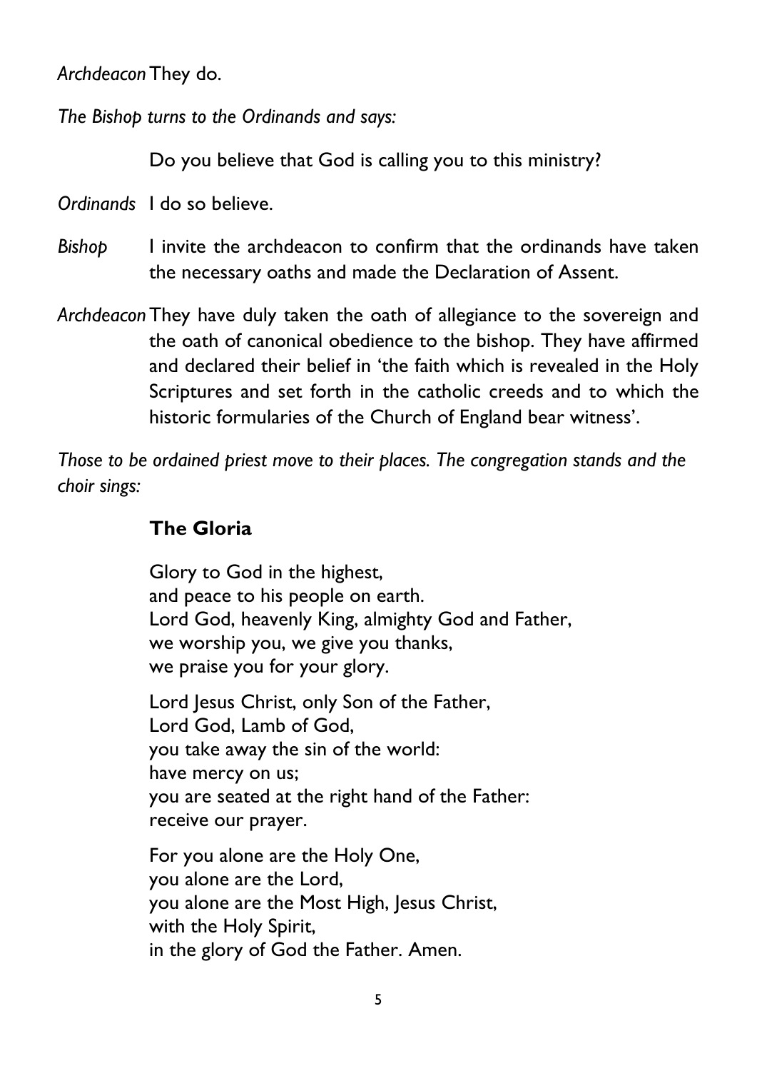*Archdeacon* They do.

*The Bishop turns to the Ordinands and says:*

Do you believe that God is calling you to this ministry?

*Ordinands* I do so believe.

*Bishop* I invite the archdeacon to confirm that the ordinands have taken the necessary oaths and made the Declaration of Assent.

*Archdeacon* They have duly taken the oath of allegiance to the sovereign and the oath of canonical obedience to the bishop. They have affirmed and declared their belief in 'the faith which is revealed in the Holy Scriptures and set forth in the catholic creeds and to which the historic formularies of the Church of England bear witness'.

*Those to be ordained priest move to their places. The congregation stands and the choir sings:*

**The Gloria**

Glory to God in the highest,
and peace to his people on earth.
Lord God, heavenly King, almighty God and Father,
we worship you, we give you thanks,
we praise you for your glory.

Lord Jesus Christ, only Son of the Father,
Lord God, Lamb of God,
you take away the sin of the world:
have mercy on us;
you are seated at the right hand of the Father:
receive our prayer.

For you alone are the Holy One,
you alone are the Lord,
you alone are the Most High, Jesus Christ,
with the Holy Spirit,
in the glory of God the Father. Amen.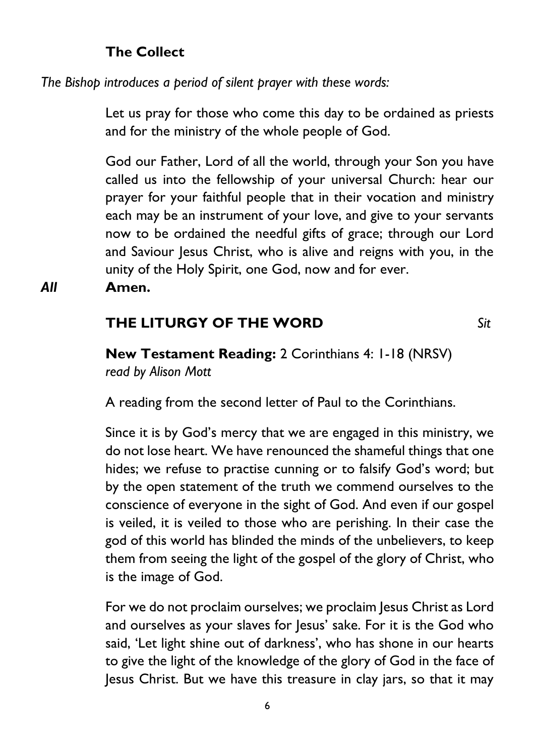## The Collect

*The Bishop introduces a period of silent prayer with these words:*

Let us pray for those who come this day to be ordained as priests and for the ministry of the whole people of God.

God our Father, Lord of all the world, through your Son you have called us into the fellowship of your universal Church: hear our prayer for your faithful people that in their vocation and ministry each may be an instrument of your love, and give to your servants now to be ordained the needful gifts of grace; through our Lord and Saviour Jesus Christ, who is alive and reigns with you, in the unity of the Holy Spirit, one God, now and for ever.

***All*** **Amen.**

## THE LITURGY OF THE WORD *Sit*

**New Testament Reading:** 2 Corinthians 4: 1-18 (NRSV)
*read by Alison Mott*

A reading from the second letter of Paul to the Corinthians.

Since it is by God's mercy that we are engaged in this ministry, we do not lose heart. We have renounced the shameful things that one hides; we refuse to practise cunning or to falsify God's word; but by the open statement of the truth we commend ourselves to the conscience of everyone in the sight of God. And even if our gospel is veiled, it is veiled to those who are perishing. In their case the god of this world has blinded the minds of the unbelievers, to keep them from seeing the light of the gospel of the glory of Christ, who is the image of God.

For we do not proclaim ourselves; we proclaim Jesus Christ as Lord and ourselves as your slaves for Jesus' sake. For it is the God who said, 'Let light shine out of darkness', who has shone in our hearts to give the light of the knowledge of the glory of God in the face of Jesus Christ. But we have this treasure in clay jars, so that it may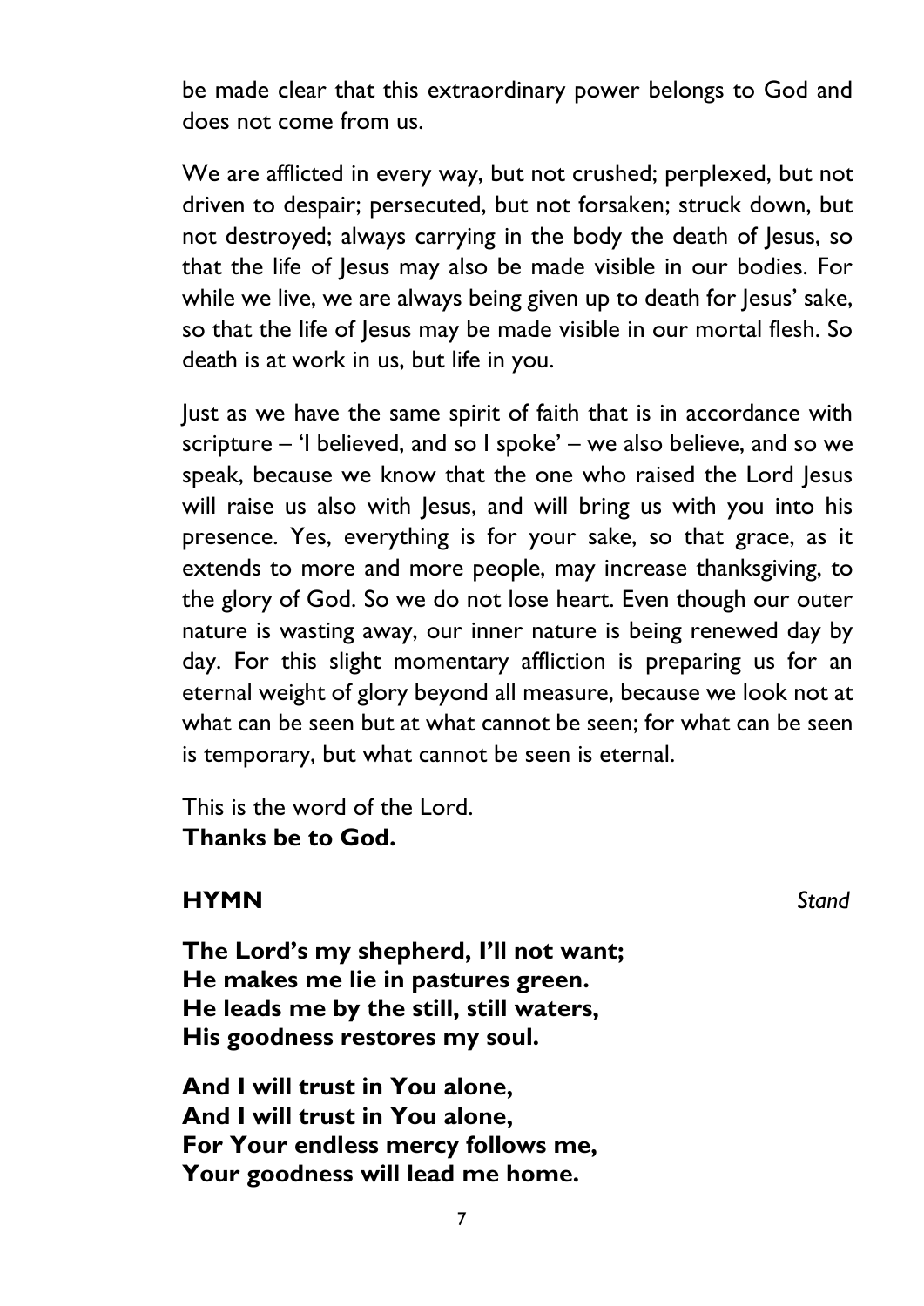be made clear that this extraordinary power belongs to God and does not come from us.

We are afflicted in every way, but not crushed; perplexed, but not driven to despair; persecuted, but not forsaken; struck down, but not destroyed; always carrying in the body the death of Jesus, so that the life of Jesus may also be made visible in our bodies. For while we live, we are always being given up to death for Jesus' sake, so that the life of Jesus may be made visible in our mortal flesh. So death is at work in us, but life in you.

Just as we have the same spirit of faith that is in accordance with scripture – 'I believed, and so I spoke' – we also believe, and so we speak, because we know that the one who raised the Lord Jesus will raise us also with Jesus, and will bring us with you into his presence. Yes, everything is for your sake, so that grace, as it extends to more and more people, may increase thanksgiving, to the glory of God. So we do not lose heart. Even though our outer nature is wasting away, our inner nature is being renewed day by day. For this slight momentary affliction is preparing us for an eternal weight of glory beyond all measure, because we look not at what can be seen but at what cannot be seen; for what can be seen is temporary, but what cannot be seen is eternal.

This is the word of the Lord.
**Thanks be to God.**

**HYMN** *Stand*

**The Lord's my shepherd, I'll not want;**
**He makes me lie in pastures green.**
**He leads me by the still, still waters,**
**His goodness restores my soul.**

**And I will trust in You alone,**
**And I will trust in You alone,**
**For Your endless mercy follows me,**
**Your goodness will lead me home.**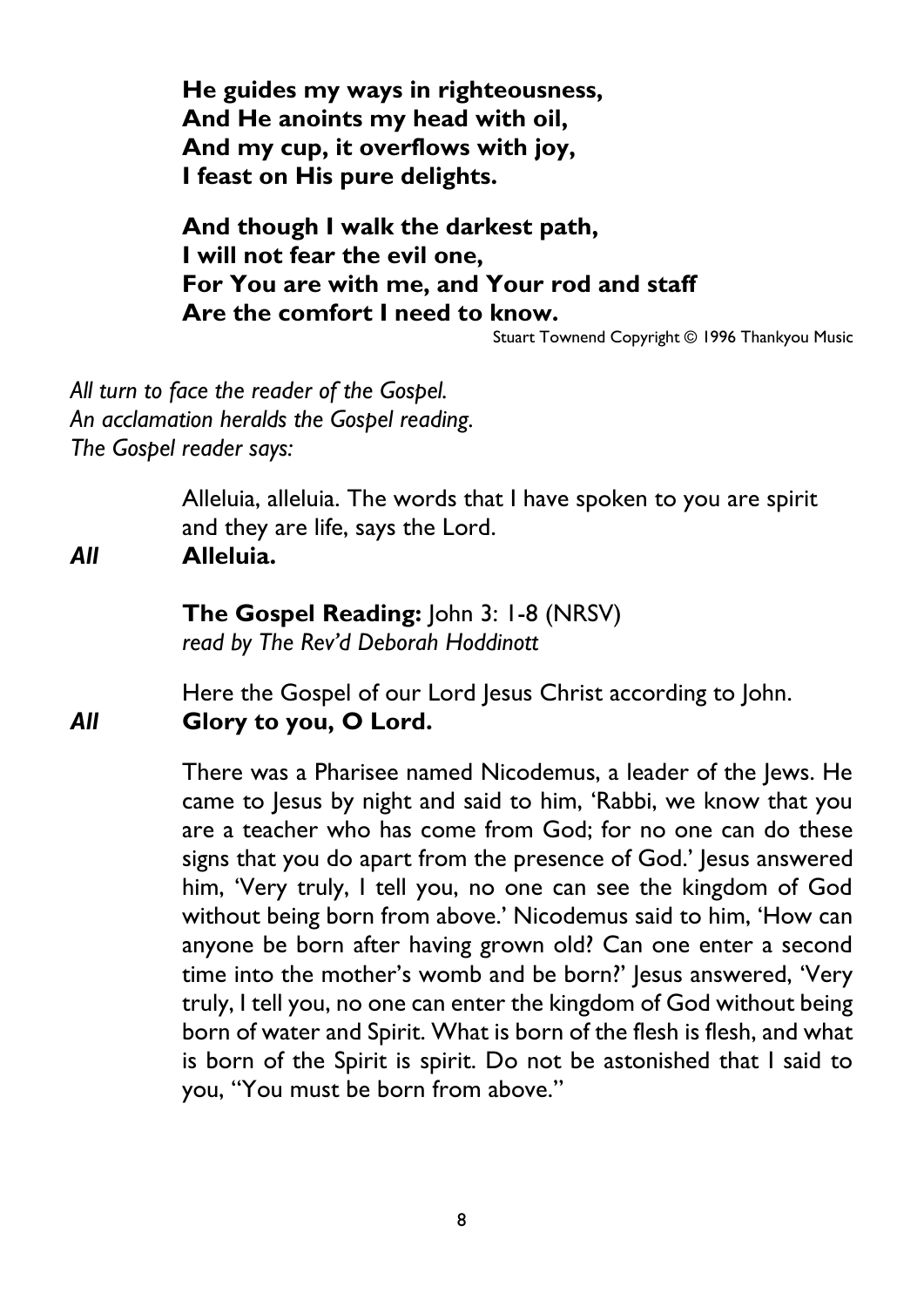**He guides my ways in righteousness,**
**And He anoints my head with oil,**
**And my cup, it overflows with joy,**
**I feast on His pure delights.**

**And though I walk the darkest path,**
**I will not fear the evil one,**
**For You are with me, and Your rod and staff**
**Are the comfort I need to know.**

Stuart Townend Copyright © 1996 Thankyou Music

*All turn to face the reader of the Gospel.*
*An acclamation heralds the Gospel reading.*
*The Gospel reader says:*

Alleluia, alleluia. The words that I have spoken to you are spirit and they are life, says the Lord.

***All*** **Alleluia.**

**The Gospel Reading:** John 3: 1-8 (NRSV)
*read by The Rev'd Deborah Hoddinott*

Here the Gospel of our Lord Jesus Christ according to John.

***All*** **Glory to you, O Lord.**

There was a Pharisee named Nicodemus, a leader of the Jews. He came to Jesus by night and said to him, 'Rabbi, we know that you are a teacher who has come from God; for no one can do these signs that you do apart from the presence of God.' Jesus answered him, 'Very truly, I tell you, no one can see the kingdom of God without being born from above.' Nicodemus said to him, 'How can anyone be born after having grown old? Can one enter a second time into the mother's womb and be born?' Jesus answered, 'Very truly, I tell you, no one can enter the kingdom of God without being born of water and Spirit. What is born of the flesh is flesh, and what is born of the Spirit is spirit. Do not be astonished that I said to you, "You must be born from above."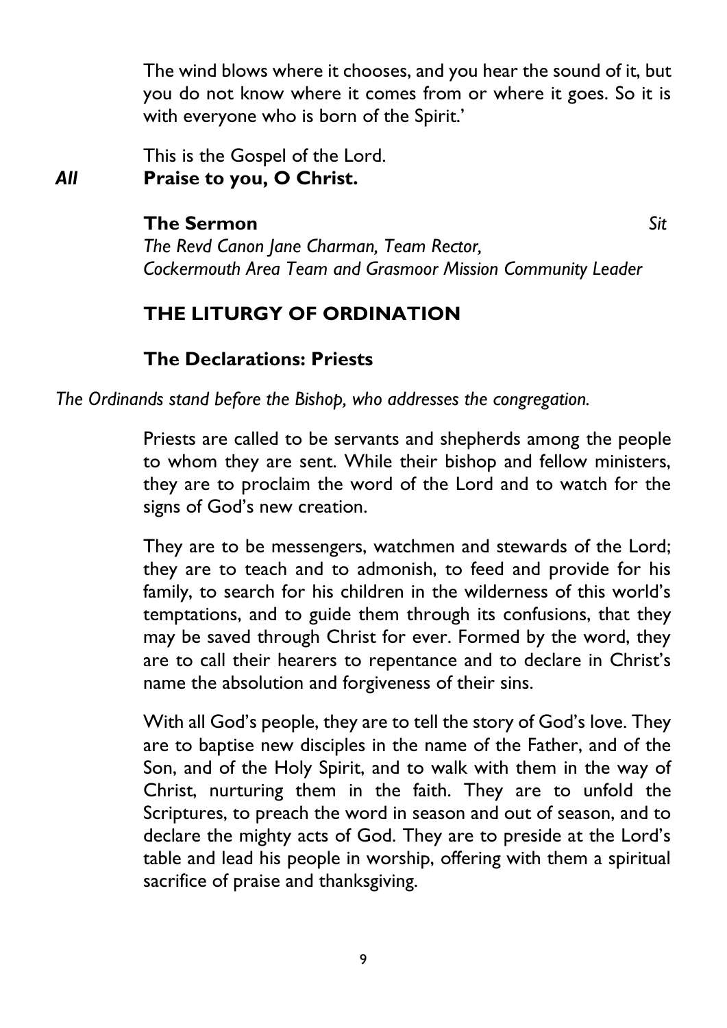The wind blows where it chooses, and you hear the sound of it, but you do not know where it comes from or where it goes. So it is with everyone who is born of the Spirit.'

This is the Gospel of the Lord.

***All*** **Praise to you, O Christ.**

**The Sermon** *Sit*

*The Revd Canon Jane Charman, Team Rector, Cockermouth Area Team and Grasmoor Mission Community Leader*

## THE LITURGY OF ORDINATION

### The Declarations: Priests

*The Ordinands stand before the Bishop, who addresses the congregation.*

Priests are called to be servants and shepherds among the people to whom they are sent. While their bishop and fellow ministers, they are to proclaim the word of the Lord and to watch for the signs of God's new creation.

They are to be messengers, watchmen and stewards of the Lord; they are to teach and to admonish, to feed and provide for his family, to search for his children in the wilderness of this world's temptations, and to guide them through its confusions, that they may be saved through Christ for ever. Formed by the word, they are to call their hearers to repentance and to declare in Christ's name the absolution and forgiveness of their sins.

With all God's people, they are to tell the story of God's love. They are to baptise new disciples in the name of the Father, and of the Son, and of the Holy Spirit, and to walk with them in the way of Christ, nurturing them in the faith. They are to unfold the Scriptures, to preach the word in season and out of season, and to declare the mighty acts of God. They are to preside at the Lord's table and lead his people in worship, offering with them a spiritual sacrifice of praise and thanksgiving.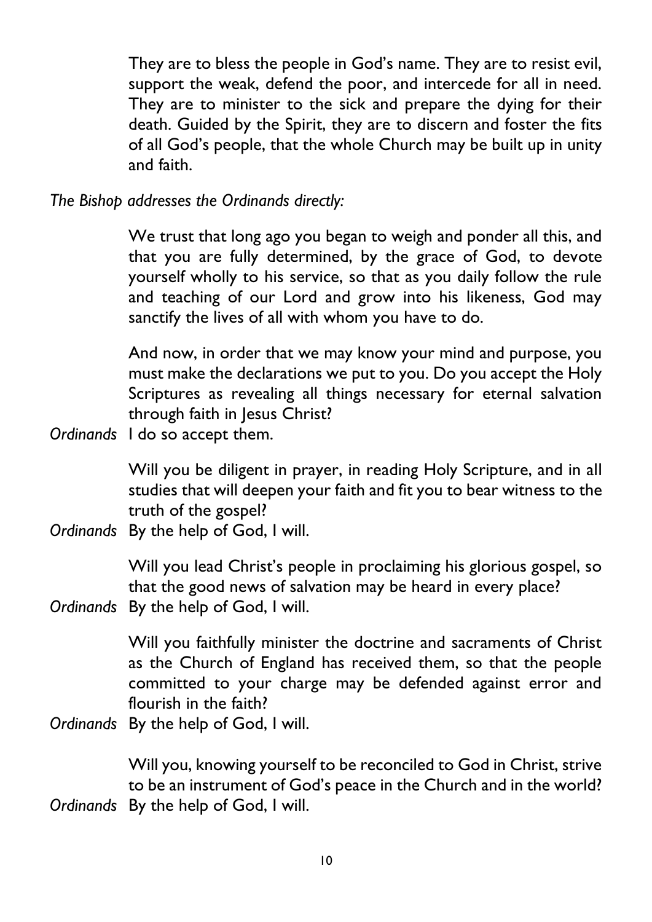They are to bless the people in God's name. They are to resist evil, support the weak, defend the poor, and intercede for all in need. They are to minister to the sick and prepare the dying for their death. Guided by the Spirit, they are to discern and foster the fits of all God's people, that the whole Church may be built up in unity and faith.

*The Bishop addresses the Ordinands directly:*

We trust that long ago you began to weigh and ponder all this, and that you are fully determined, by the grace of God, to devote yourself wholly to his service, so that as you daily follow the rule and teaching of our Lord and grow into his likeness, God may sanctify the lives of all with whom you have to do.

And now, in order that we may know your mind and purpose, you must make the declarations we put to you. Do you accept the Holy Scriptures as revealing all things necessary for eternal salvation through faith in Jesus Christ?

*Ordinands* I do so accept them.

Will you be diligent in prayer, in reading Holy Scripture, and in all studies that will deepen your faith and fit you to bear witness to the truth of the gospel?

*Ordinands* By the help of God, I will.

Will you lead Christ's people in proclaiming his glorious gospel, so that the good news of salvation may be heard in every place?

*Ordinands* By the help of God, I will.

Will you faithfully minister the doctrine and sacraments of Christ as the Church of England has received them, so that the people committed to your charge may be defended against error and flourish in the faith?

*Ordinands* By the help of God, I will.

Will you, knowing yourself to be reconciled to God in Christ, strive to be an instrument of God's peace in the Church and in the world?

*Ordinands* By the help of God, I will.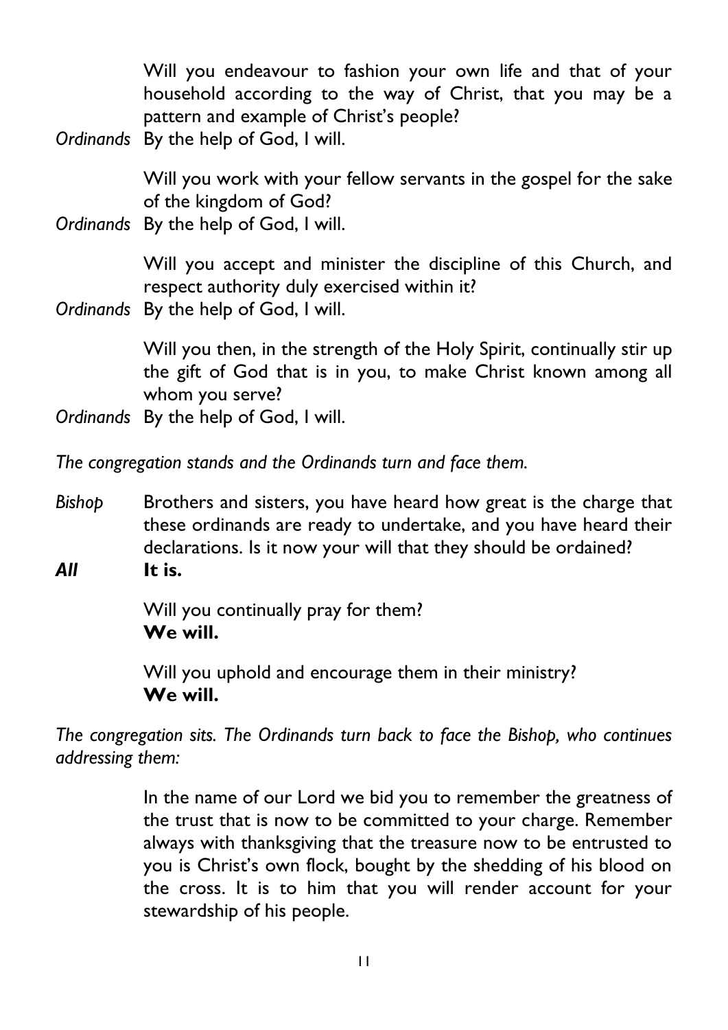Will you endeavour to fashion your own life and that of your household according to the way of Christ, that you may be a pattern and example of Christ's people?

*Ordinands* By the help of God, I will.

Will you work with your fellow servants in the gospel for the sake of the kingdom of God?

*Ordinands* By the help of God, I will.

Will you accept and minister the discipline of this Church, and respect authority duly exercised within it?

*Ordinands* By the help of God, I will.

Will you then, in the strength of the Holy Spirit, continually stir up the gift of God that is in you, to make Christ known among all whom you serve?

*Ordinands* By the help of God, I will.

*The congregation stands and the Ordinands turn and face them.*

*Bishop* Brothers and sisters, you have heard how great is the charge that these ordinands are ready to undertake, and you have heard their declarations. Is it now your will that they should be ordained?

***All*** **It is.**

Will you continually pray for them?
**We will.**

Will you uphold and encourage them in their ministry?
**We will.**

*The congregation sits. The Ordinands turn back to face the Bishop, who continues addressing them:*

In the name of our Lord we bid you to remember the greatness of the trust that is now to be committed to your charge. Remember always with thanksgiving that the treasure now to be entrusted to you is Christ's own flock, bought by the shedding of his blood on the cross. It is to him that you will render account for your stewardship of his people.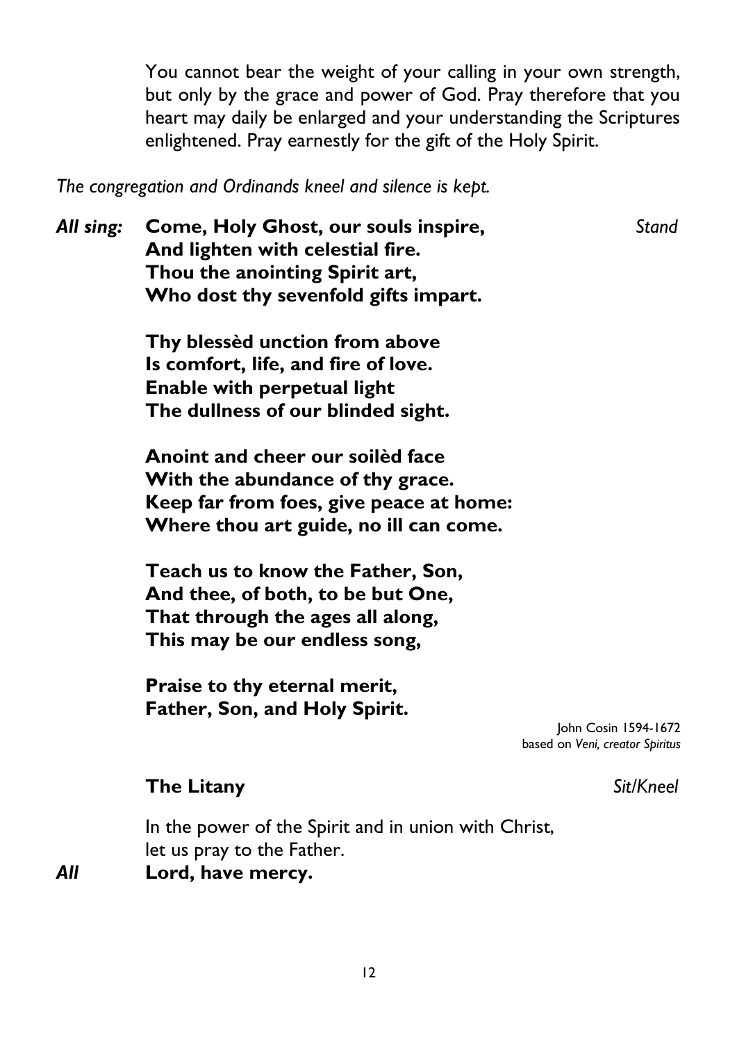You cannot bear the weight of your calling in your own strength, but only by the grace and power of God. Pray therefore that you heart may daily be enlarged and your understanding the Scriptures enlightened. Pray earnestly for the gift of the Holy Spirit.

*The congregation and Ordinands kneel and silence is kept.*

***All sing:*** **Come, Holy Ghost, our souls inspire,** *Stand*
**And lighten with celestial fire.**
**Thou the anointing Spirit art,**
**Who dost thy sevenfold gifts impart.**

**Thy blessèd unction from above**
**Is comfort, life, and fire of love.**
**Enable with perpetual light**
**The dullness of our blinded sight.**

**Anoint and cheer our soilèd face**
**With the abundance of thy grace.**
**Keep far from foes, give peace at home:**
**Where thou art guide, no ill can come.**

**Teach us to know the Father, Son,**
**And thee, of both, to be but One,**
**That through the ages all along,**
**This may be our endless song,**

**Praise to thy eternal merit,**
**Father, Son, and Holy Spirit.**

John Cosin 1594-1672
based on *Veni, creator Spiritus*

## The Litany

*Sit/Kneel*

In the power of the Spirit and in union with Christ,
let us pray to the Father.

***All*** **Lord, have mercy.**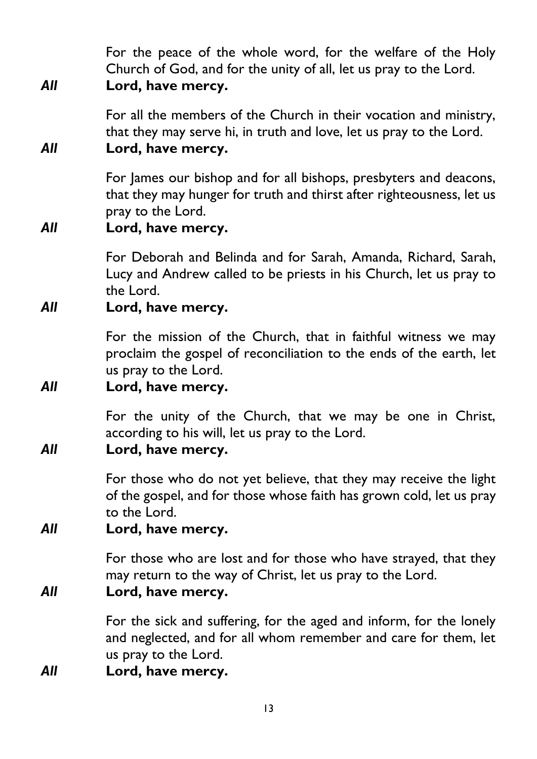For the peace of the whole word, for the welfare of the Holy Church of God, and for the unity of all, let us pray to the Lord.

***All*** **Lord, have mercy.**

For all the members of the Church in their vocation and ministry, that they may serve hi, in truth and love, let us pray to the Lord.

***All*** **Lord, have mercy.**

For James our bishop and for all bishops, presbyters and deacons, that they may hunger for truth and thirst after righteousness, let us pray to the Lord.

***All*** **Lord, have mercy.**

For Deborah and Belinda and for Sarah, Amanda, Richard, Sarah, Lucy and Andrew called to be priests in his Church, let us pray to the Lord.

***All*** **Lord, have mercy.**

For the mission of the Church, that in faithful witness we may proclaim the gospel of reconciliation to the ends of the earth, let us pray to the Lord.

***All*** **Lord, have mercy.**

For the unity of the Church, that we may be one in Christ, according to his will, let us pray to the Lord.

***All*** **Lord, have mercy.**

For those who do not yet believe, that they may receive the light of the gospel, and for those whose faith has grown cold, let us pray to the Lord.

***All*** **Lord, have mercy.**

For those who are lost and for those who have strayed, that they may return to the way of Christ, let us pray to the Lord.

***All*** **Lord, have mercy.**

For the sick and suffering, for the aged and inform, for the lonely and neglected, and for all whom remember and care for them, let us pray to the Lord.

***All*** **Lord, have mercy.**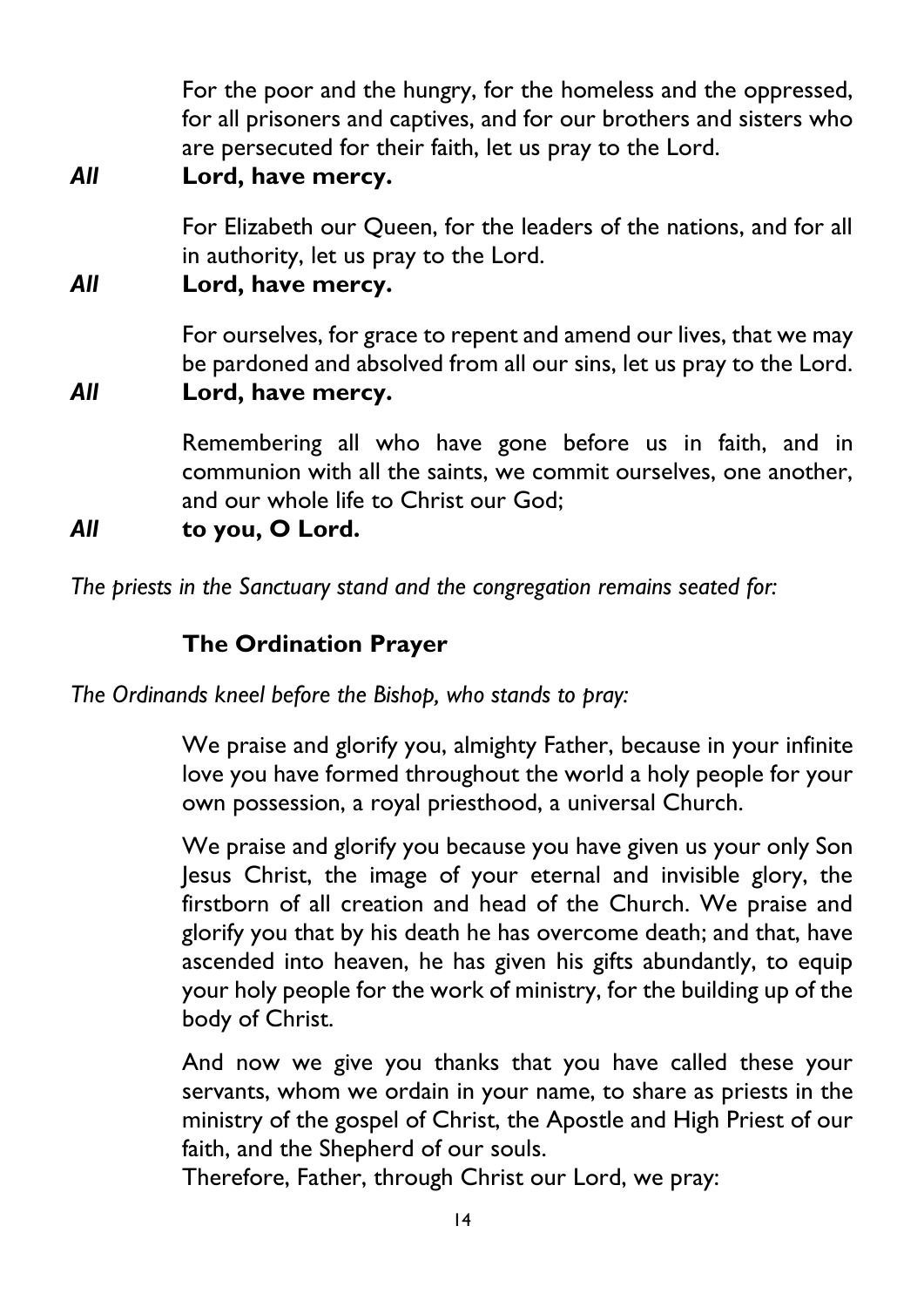For the poor and the hungry, for the homeless and the oppressed, for all prisoners and captives, and for our brothers and sisters who are persecuted for their faith, let us pray to the Lord.

***All*** **Lord, have mercy.**

For Elizabeth our Queen, for the leaders of the nations, and for all in authority, let us pray to the Lord.

***All*** **Lord, have mercy.**

For ourselves, for grace to repent and amend our lives, that we may be pardoned and absolved from all our sins, let us pray to the Lord.

***All*** **Lord, have mercy.**

Remembering all who have gone before us in faith, and in communion with all the saints, we commit ourselves, one another, and our whole life to Christ our God;

***All*** **to you, O Lord.**

*The priests in the Sanctuary stand and the congregation remains seated for:*

## The Ordination Prayer

*The Ordinands kneel before the Bishop, who stands to pray:*

We praise and glorify you, almighty Father, because in your infinite love you have formed throughout the world a holy people for your own possession, a royal priesthood, a universal Church.

We praise and glorify you because you have given us your only Son Jesus Christ, the image of your eternal and invisible glory, the firstborn of all creation and head of the Church. We praise and glorify you that by his death he has overcome death; and that, have ascended into heaven, he has given his gifts abundantly, to equip your holy people for the work of ministry, for the building up of the body of Christ.

And now we give you thanks that you have called these your servants, whom we ordain in your name, to share as priests in the ministry of the gospel of Christ, the Apostle and High Priest of our faith, and the Shepherd of our souls.
Therefore, Father, through Christ our Lord, we pray: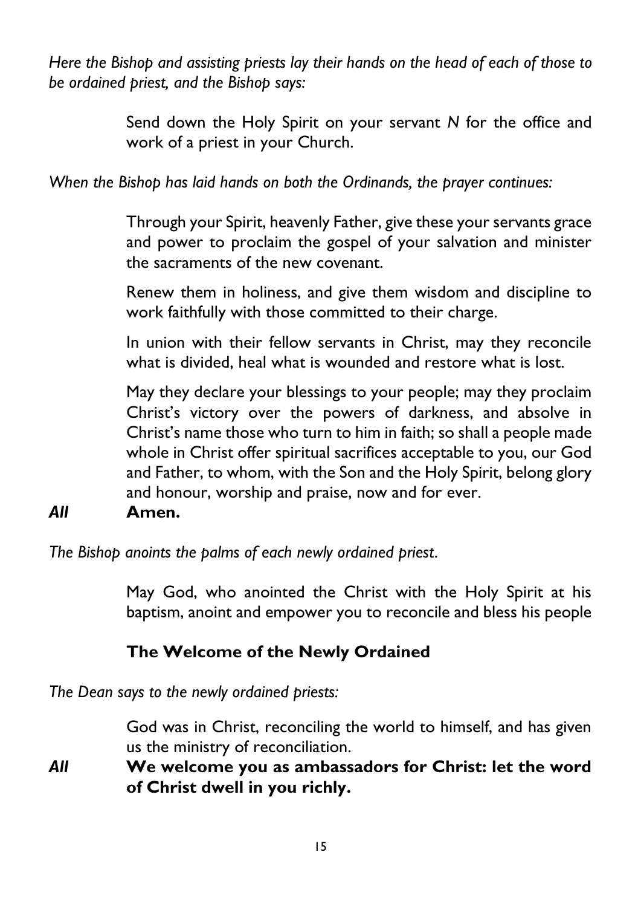*Here the Bishop and assisting priests lay their hands on the head of each of those to be ordained priest, and the Bishop says:*

Send down the Holy Spirit on your servant *N* for the office and work of a priest in your Church.

*When the Bishop has laid hands on both the Ordinands, the prayer continues:*

Through your Spirit, heavenly Father, give these your servants grace and power to proclaim the gospel of your salvation and minister the sacraments of the new covenant.

Renew them in holiness, and give them wisdom and discipline to work faithfully with those committed to their charge.

In union with their fellow servants in Christ, may they reconcile what is divided, heal what is wounded and restore what is lost.

May they declare your blessings to your people; may they proclaim Christ's victory over the powers of darkness, and absolve in Christ's name those who turn to him in faith; so shall a people made whole in Christ offer spiritual sacrifices acceptable to you, our God and Father, to whom, with the Son and the Holy Spirit, belong glory and honour, worship and praise, now and for ever.

***All*** **Amen.**

*The Bishop anoints the palms of each newly ordained priest.*

May God, who anointed the Christ with the Holy Spirit at his baptism, anoint and empower you to reconcile and bless his people

## The Welcome of the Newly Ordained

*The Dean says to the newly ordained priests:*

God was in Christ, reconciling the world to himself, and has given us the ministry of reconciliation.

***All*** **We welcome you as ambassadors for Christ: let the word of Christ dwell in you richly.**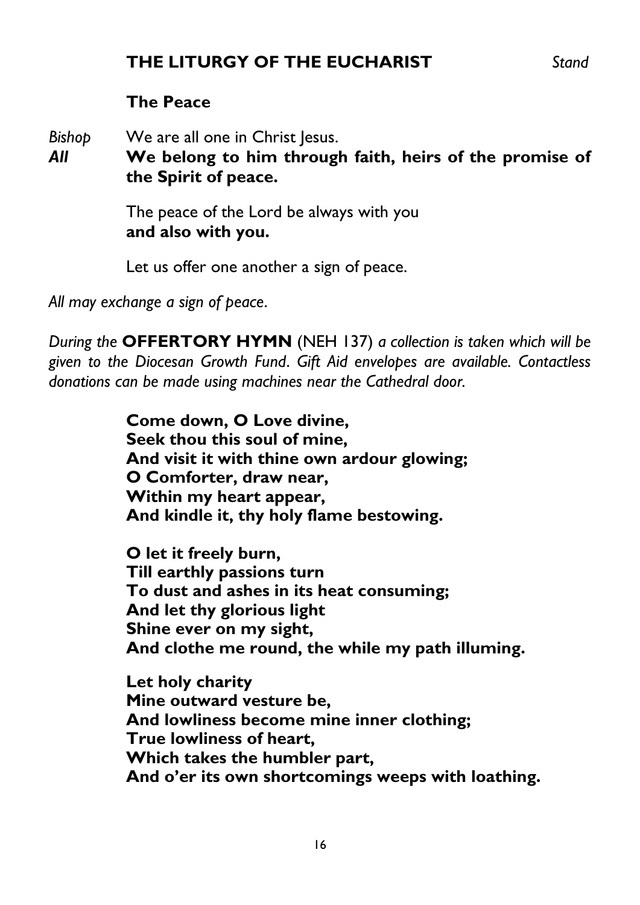## THE LITURGY OF THE EUCHARIST *Stand*

### The Peace

*Bishop* We are all one in Christ Jesus.
***All*** **We belong to him through faith, heirs of the promise of the Spirit of peace.**

The peace of the Lord be always with you
**and also with you.**

Let us offer one another a sign of peace.

*All may exchange a sign of peace.*

*During the* **OFFERTORY HYMN** (NEH 137) *a collection is taken which will be given to the Diocesan Growth Fund. Gift Aid envelopes are available. Contactless donations can be made using machines near the Cathedral door.*

**Come down, O Love divine,**
**Seek thou this soul of mine,**
**And visit it with thine own ardour glowing;**
**O Comforter, draw near,**
**Within my heart appear,**
**And kindle it, thy holy flame bestowing.**

**O let it freely burn,**
**Till earthly passions turn**
**To dust and ashes in its heat consuming;**
**And let thy glorious light**
**Shine ever on my sight,**
**And clothe me round, the while my path illuming.**

**Let holy charity**
**Mine outward vesture be,**
**And lowliness become mine inner clothing;**
**True lowliness of heart,**
**Which takes the humbler part,**
**And o'er its own shortcomings weeps with loathing.**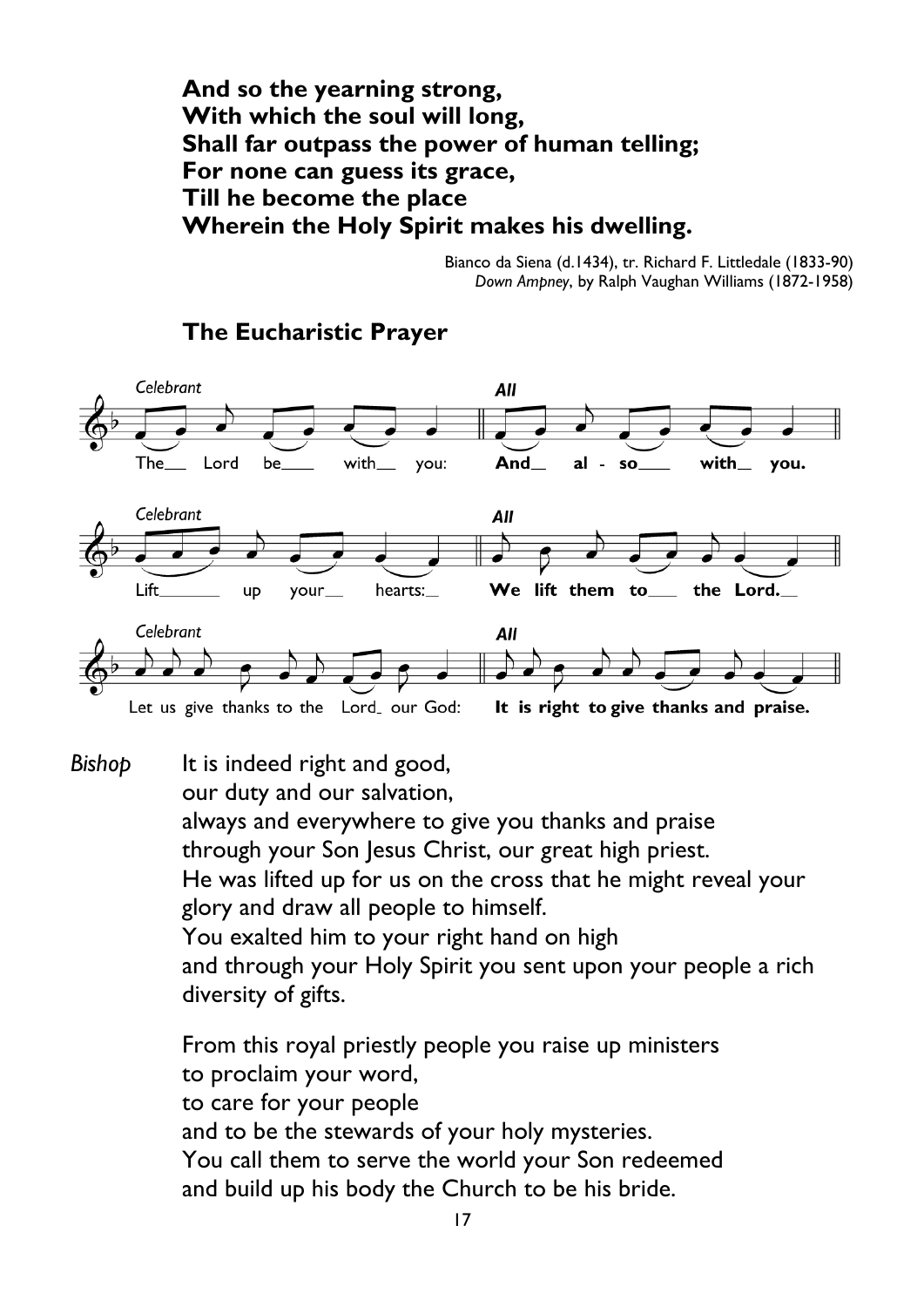**And so the yearning strong,**
**With which the soul will long,**
**Shall far outpass the power of human telling;**
**For none can guess its grace,**
**Till he become the place**
**Wherein the Holy Spirit makes his dwelling.**

Bianco da Siena (d.1434), tr. Richard F. Littledale (1833-90)
*Down Ampney*, by Ralph Vaughan Williams (1872-1958)

## The Eucharistic Prayer

*Celebrant* The Lord be with you:
***All*** **And also with you.**

*Celebrant* Lift up your hearts:
***All*** **We lift them to the Lord.**

*Celebrant* Let us give thanks to the Lord our God:
***All*** **It is right to give thanks and praise.**

*Bishop* It is indeed right and good,
our duty and our salvation,
always and everywhere to give you thanks and praise
through your Son Jesus Christ, our great high priest.
He was lifted up for us on the cross that he might reveal your glory and draw all people to himself.
You exalted him to your right hand on high
and through your Holy Spirit you sent upon your people a rich diversity of gifts.

From this royal priestly people you raise up ministers
to proclaim your word,
to care for your people
and to be the stewards of your holy mysteries.
You call them to serve the world your Son redeemed
and build up his body the Church to be his bride.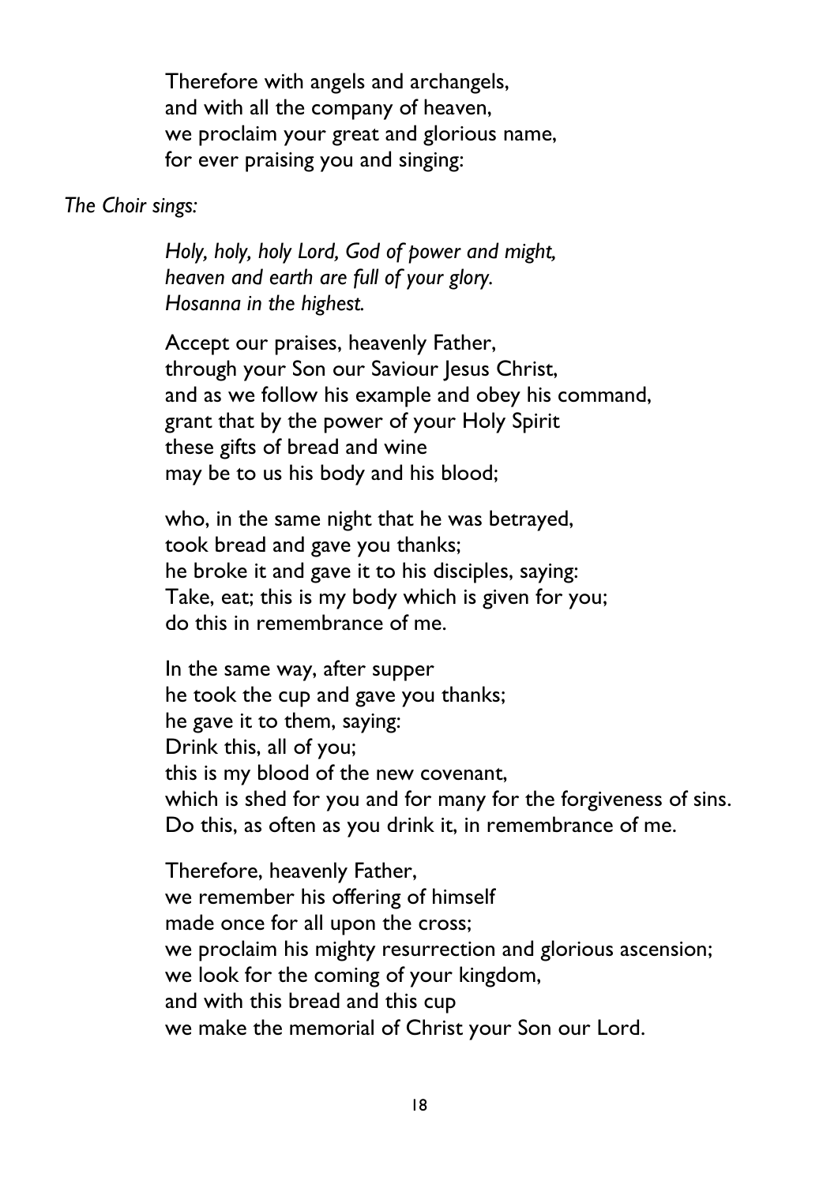Therefore with angels and archangels,
and with all the company of heaven,
we proclaim your great and glorious name,
for ever praising you and singing:

*The Choir sings:*

*Holy, holy, holy Lord, God of power and might,*
*heaven and earth are full of your glory.*
*Hosanna in the highest.*

Accept our praises, heavenly Father,
through your Son our Saviour Jesus Christ,
and as we follow his example and obey his command,
grant that by the power of your Holy Spirit
these gifts of bread and wine
may be to us his body and his blood;

who, in the same night that he was betrayed,
took bread and gave you thanks;
he broke it and gave it to his disciples, saying:
Take, eat; this is my body which is given for you;
do this in remembrance of me.

In the same way, after supper
he took the cup and gave you thanks;
he gave it to them, saying:
Drink this, all of you;
this is my blood of the new covenant,
which is shed for you and for many for the forgiveness of sins.
Do this, as often as you drink it, in remembrance of me.

Therefore, heavenly Father,
we remember his offering of himself
made once for all upon the cross;
we proclaim his mighty resurrection and glorious ascension;
we look for the coming of your kingdom,
and with this bread and this cup
we make the memorial of Christ your Son our Lord.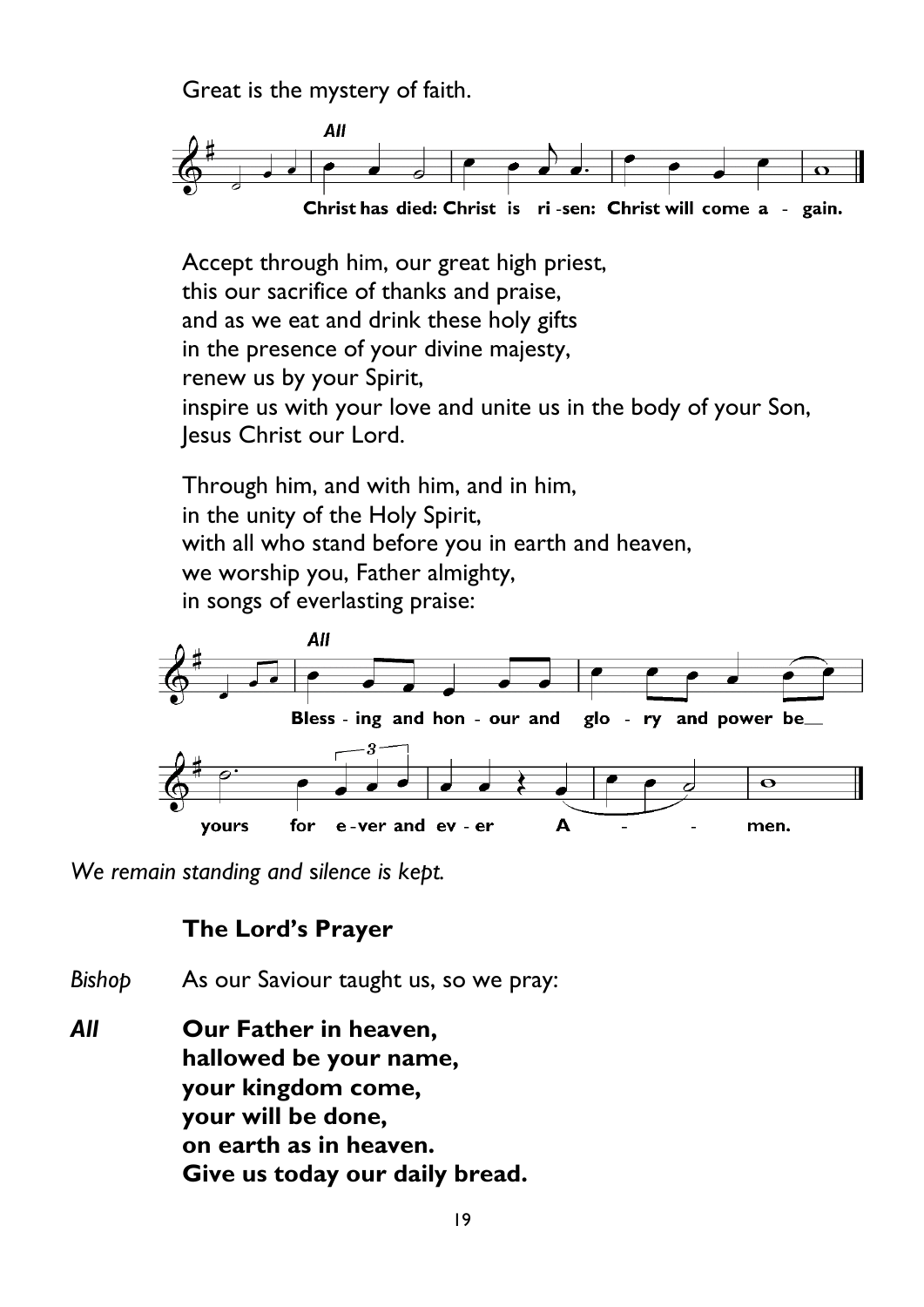Great is the mystery of faith.

*All*

**Christ has died: Christ is ri-sen: Christ will come a - gain.**

Accept through him, our great high priest,
this our sacrifice of thanks and praise,
and as we eat and drink these holy gifts
in the presence of your divine majesty,
renew us by your Spirit,
inspire us with your love and unite us in the body of your Son,
Jesus Christ our Lord.

Through him, and with him, and in him,
in the unity of the Holy Spirit,
with all who stand before you in earth and heaven,
we worship you, Father almighty,
in songs of everlasting praise:

*All*

**Bless - ing and hon - our and glo - ry and power be yours for e-ver and ev - er A - - men.**

*We remain standing and silence is kept.*

### The Lord's Prayer

*Bishop* As our Saviour taught us, so we pray:

***All*** **Our Father in heaven,**
**hallowed be your name,**
**your kingdom come,**
**your will be done,**
**on earth as in heaven.**
**Give us today our daily bread.**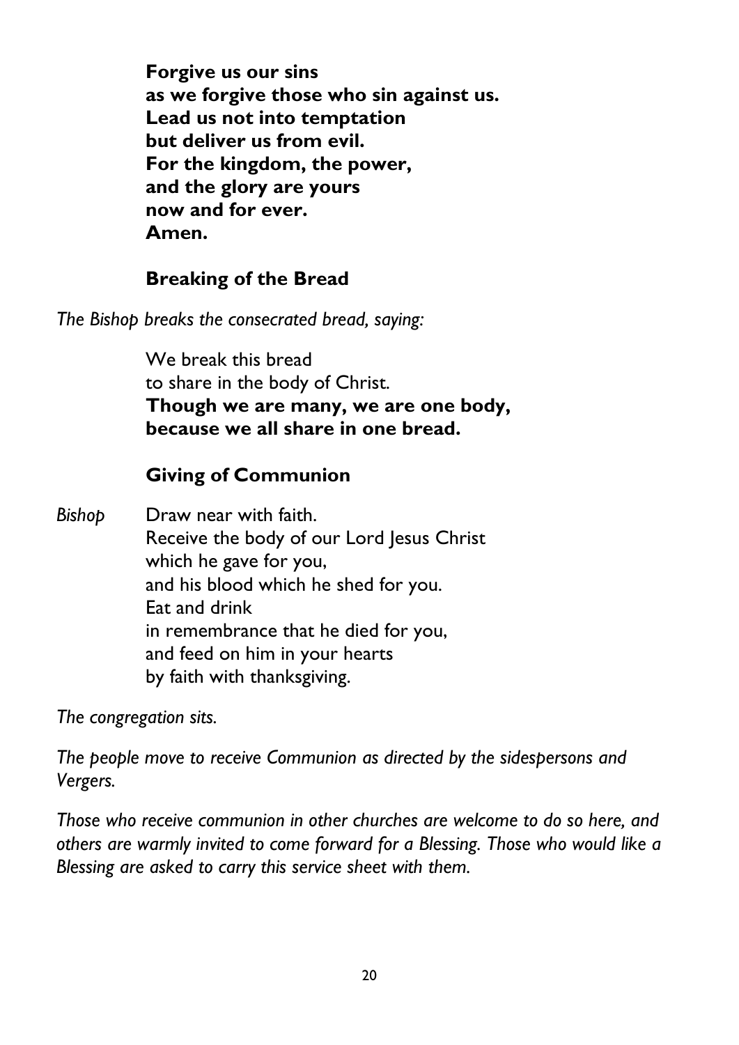**Forgive us our sins**
**as we forgive those who sin against us.**
**Lead us not into temptation**
**but deliver us from evil.**
**For the kingdom, the power,**
**and the glory are yours**
**now and for ever.**
**Amen.**

## Breaking of the Bread

*The Bishop breaks the consecrated bread, saying:*

We break this bread
to share in the body of Christ.
**Though we are many, we are one body,**
**because we all share in one bread.**

## Giving of Communion

*Bishop* Draw near with faith.
Receive the body of our Lord Jesus Christ
which he gave for you,
and his blood which he shed for you.
Eat and drink
in remembrance that he died for you,
and feed on him in your hearts
by faith with thanksgiving.

*The congregation sits.*

*The people move to receive Communion as directed by the sidespersons and Vergers.*

*Those who receive communion in other churches are welcome to do so here, and others are warmly invited to come forward for a Blessing. Those who would like a Blessing are asked to carry this service sheet with them.*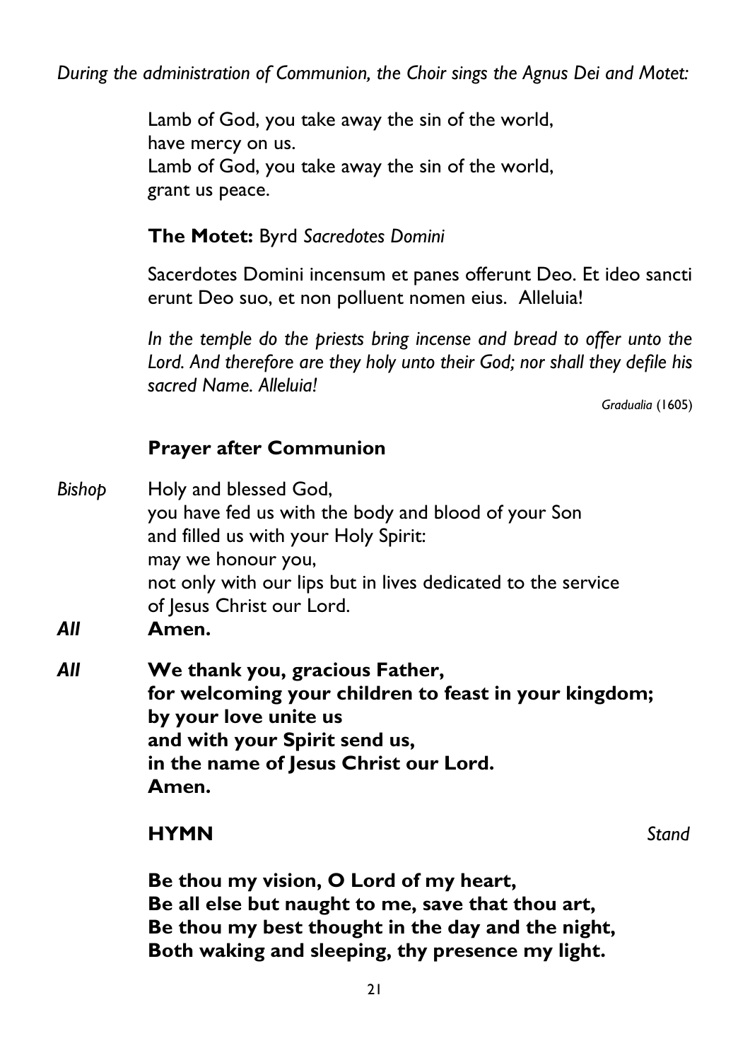*During the administration of Communion, the Choir sings the Agnus Dei and Motet:*

Lamb of God, you take away the sin of the world,
have mercy on us.
Lamb of God, you take away the sin of the world,
grant us peace.

**The Motet:** Byrd *Sacredotes Domini*

Sacerdotes Domini incensum et panes offerunt Deo. Et ideo sancti erunt Deo suo, et non polluent nomen eius. Alleluia!

*In the temple do the priests bring incense and bread to offer unto the Lord. And therefore are they holy unto their God; nor shall they defile his sacred Name. Alleluia!*

*Gradualia* (1605)

## Prayer after Communion

*Bishop* Holy and blessed God,
you have fed us with the body and blood of your Son
and filled us with your Holy Spirit:
may we honour you,
not only with our lips but in lives dedicated to the service
of Jesus Christ our Lord.

***All*** **Amen.**

***All*** **We thank you, gracious Father,
for welcoming your children to feast in your kingdom;
by your love unite us
and with your Spirit send us,
in the name of Jesus Christ our Lord.
Amen.**

## HYMN *Stand*

**Be thou my vision, O Lord of my heart,
Be all else but naught to me, save that thou art,
Be thou my best thought in the day and the night,
Both waking and sleeping, thy presence my light.**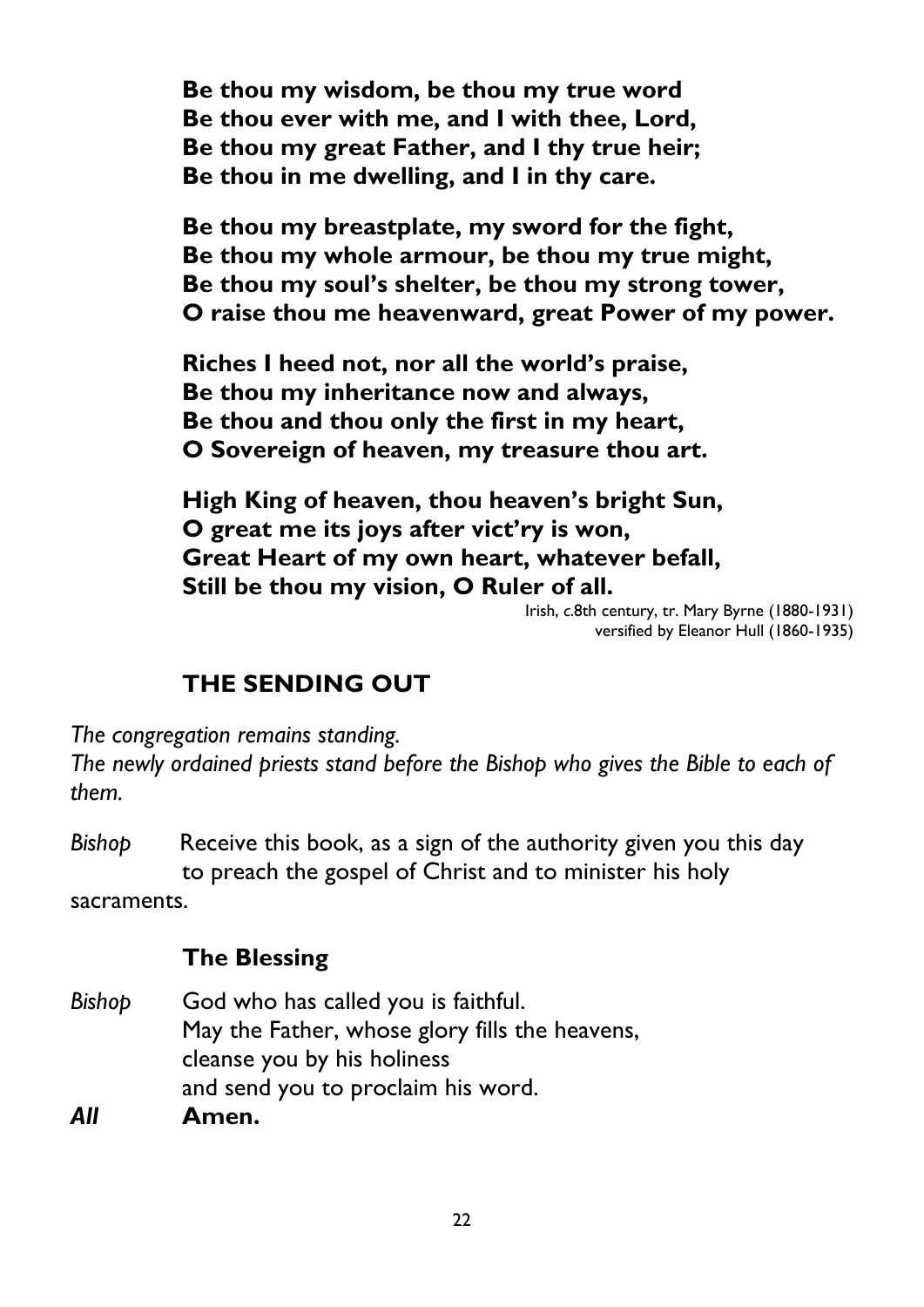**Be thou my wisdom, be thou my true word**
**Be thou ever with me, and I with thee, Lord,**
**Be thou my great Father, and I thy true heir;**
**Be thou in me dwelling, and I in thy care.**

**Be thou my breastplate, my sword for the fight,**
**Be thou my whole armour, be thou my true might,**
**Be thou my soul's shelter, be thou my strong tower,**
**O raise thou me heavenward, great Power of my power.**

**Riches I heed not, nor all the world's praise,**
**Be thou my inheritance now and always,**
**Be thou and thou only the first in my heart,**
**O Sovereign of heaven, my treasure thou art.**

**High King of heaven, thou heaven's bright Sun,**
**O great me its joys after vict'ry is won,**
**Great Heart of my own heart, whatever befall,**
**Still be thou my vision, O Ruler of all.**

Irish, *c*.8th century, tr. Mary Byrne (1880-1931)
versified by Eleanor Hull (1860-1935)

## THE SENDING OUT

*The congregation remains standing.*
*The newly ordained priests stand before the Bishop who gives the Bible to each of them.*

*Bishop* Receive this book, as a sign of the authority given you this day to preach the gospel of Christ and to minister his holy sacraments.

### The Blessing

*Bishop* God who has called you is faithful.
May the Father, whose glory fills the heavens,
cleanse you by his holiness
and send you to proclaim his word.

***All*** **Amen.**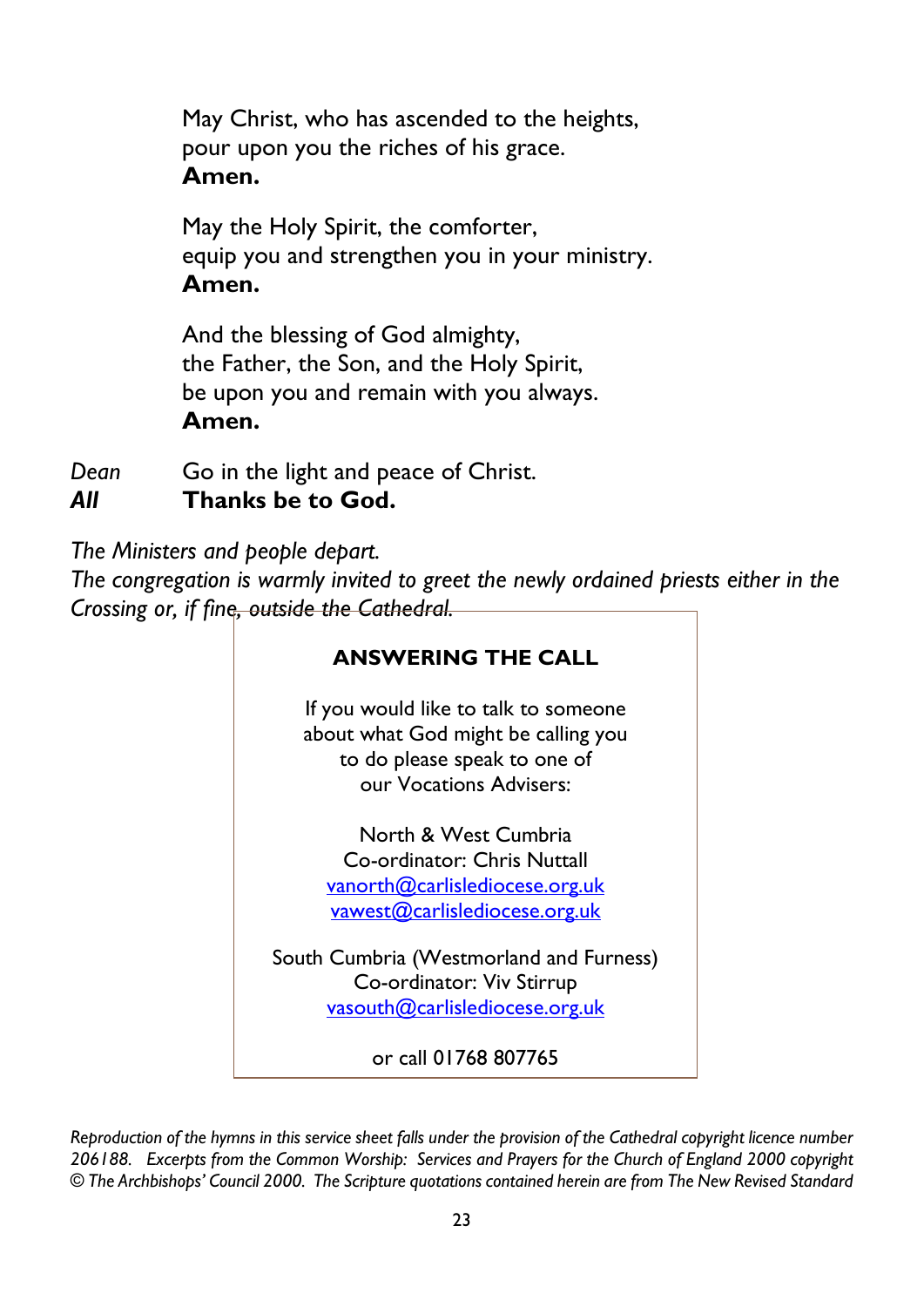May Christ, who has ascended to the heights,
pour upon you the riches of his grace.
**Amen.**

May the Holy Spirit, the comforter,
equip you and strengthen you in your ministry.
**Amen.**

And the blessing of God almighty,
the Father, the Son, and the Holy Spirit,
be upon you and remain with you always.
**Amen.**

*Dean* Go in the light and peace of Christ.
***All*** **Thanks be to God.**

*The Ministers and people depart.*
*The congregation is warmly invited to greet the newly ordained priests either in the Crossing or, if fine, outside the Cathedral.*

**ANSWERING THE CALL**

If you would like to talk to someone about what God might be calling you to do please speak to one of our Vocations Advisers:

North & West Cumbria
Co-ordinator: Chris Nuttall
vanorth@carlislediocese.org.uk
vawest@carlislediocese.org.uk

South Cumbria (Westmorland and Furness)
Co-ordinator: Viv Stirrup
vasouth@carlislediocese.org.uk

or call 01768 807765

*Reproduction of the hymns in this service sheet falls under the provision of the Cathedral copyright licence number 206188. Excerpts from the Common Worship: Services and Prayers for the Church of England 2000 copyright © The Archbishops' Council 2000. The Scripture quotations contained herein are from The New Revised Standard*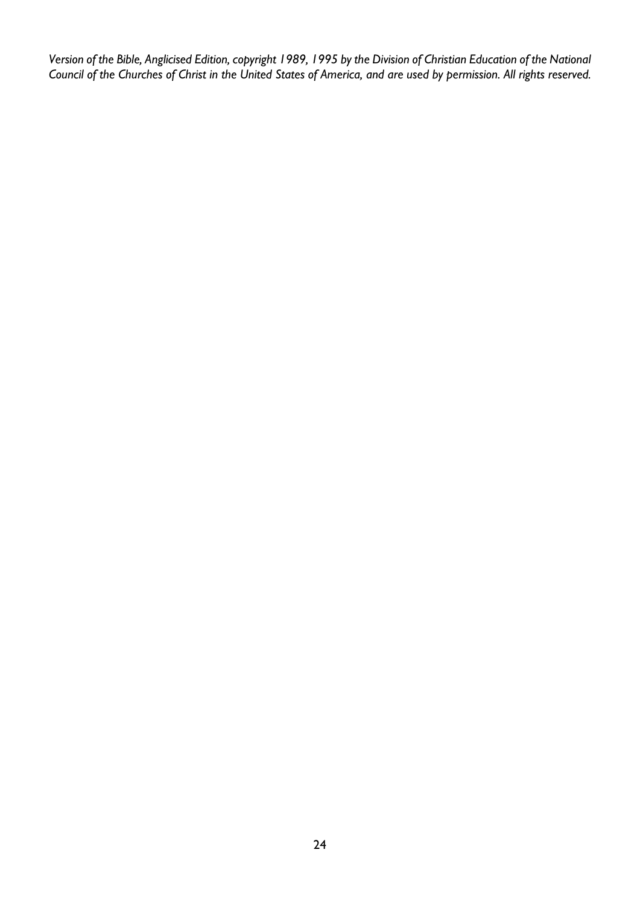*Version of the Bible, Anglicised Edition, copyright 1989, 1995 by the Division of Christian Education of the National Council of the Churches of Christ in the United States of America, and are used by permission. All rights reserved.*